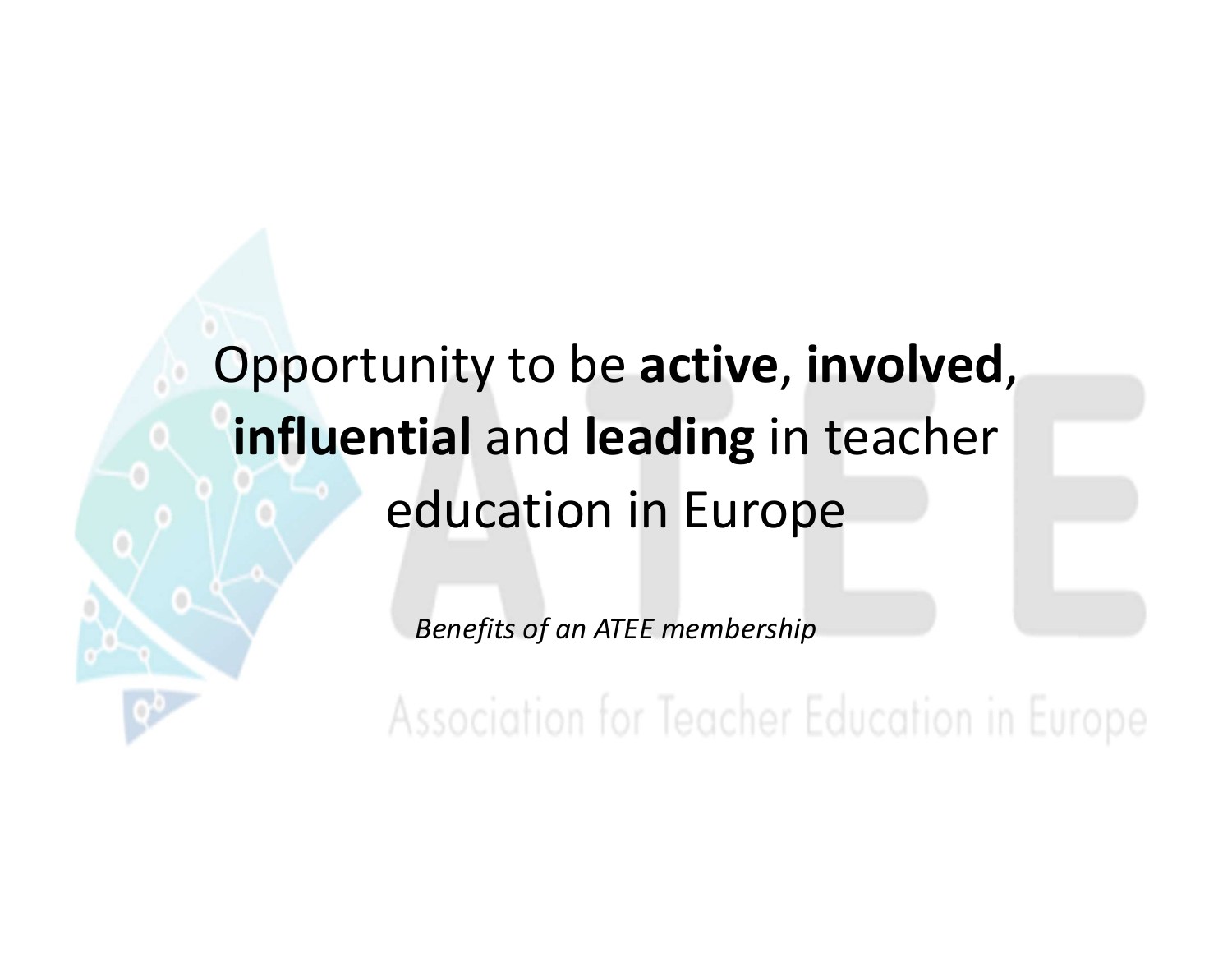Opportunity to be **active**, **involved**, **influential** and **leading** in teacher education in Europe

*Benefits of an ATEE membership*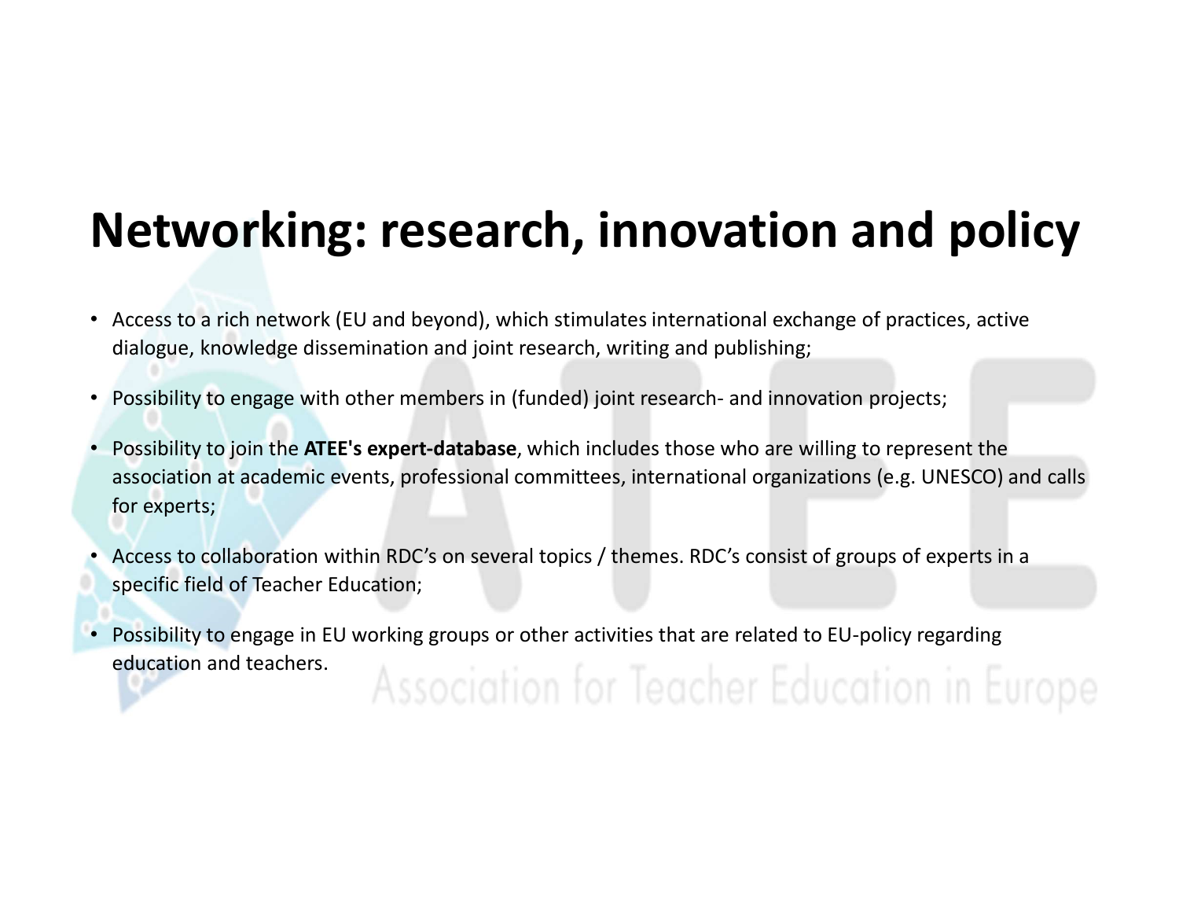# Networking: research, innovation and policy

- Access to a rich network (EU and beyond), which stimulates international exchange of practices, active dialogue, knowledge dissemination and joint research, writing and publishing;
- Possibility to engage with other members in (funded) joint research- and innovation projects;
- Possibility to join the **ATEE's expert-database**, which includes those who are willing to represent the association at academic events, professional committees, international organizations (e.g. UNESCO) and calls for experts;
- Access to collaboration within RDC's on several topics / themes. RDC's consist of groups of experts in a specific field of Teacher Education;
- Possibility to engage in EU working groups or other activities that are related to EU-policy regarding education and teachers.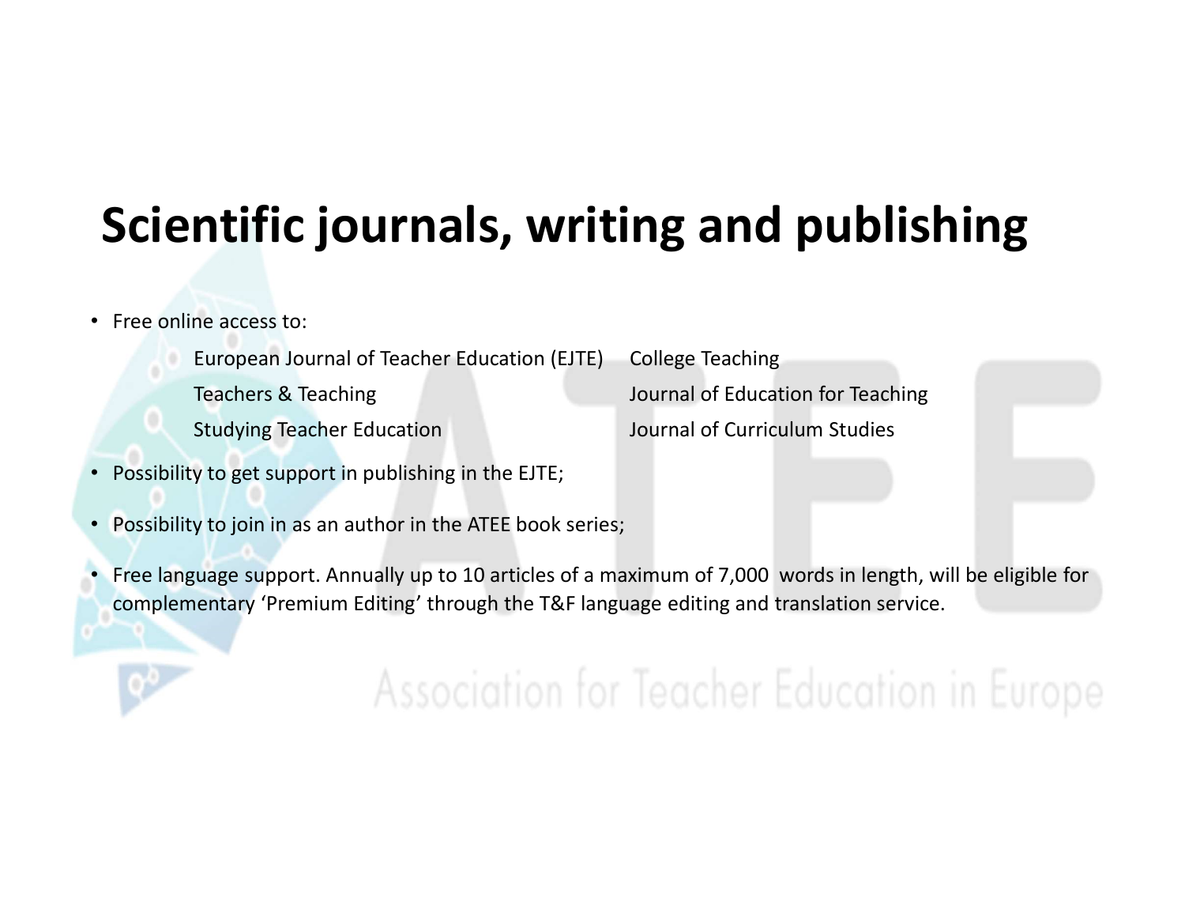# Scientific journals, writing and publishing

- Free online access to:
  - European Journal of Teacher Education (EJTE)
  - Teachers & Teaching
  - Studying Teacher Education
  - College Teaching
  - Journal of Education for Teaching
  - Journal of Curriculum Studies
- Possibility to get support in publishing in the EJTE;
- Possibility to join in as an author in the ATEE book series;
- Free language support. Annually up to 10 articles of a maximum of 7,000 words in length, will be eligible for complementary 'Premium Editing' through the T&F language editing and translation service.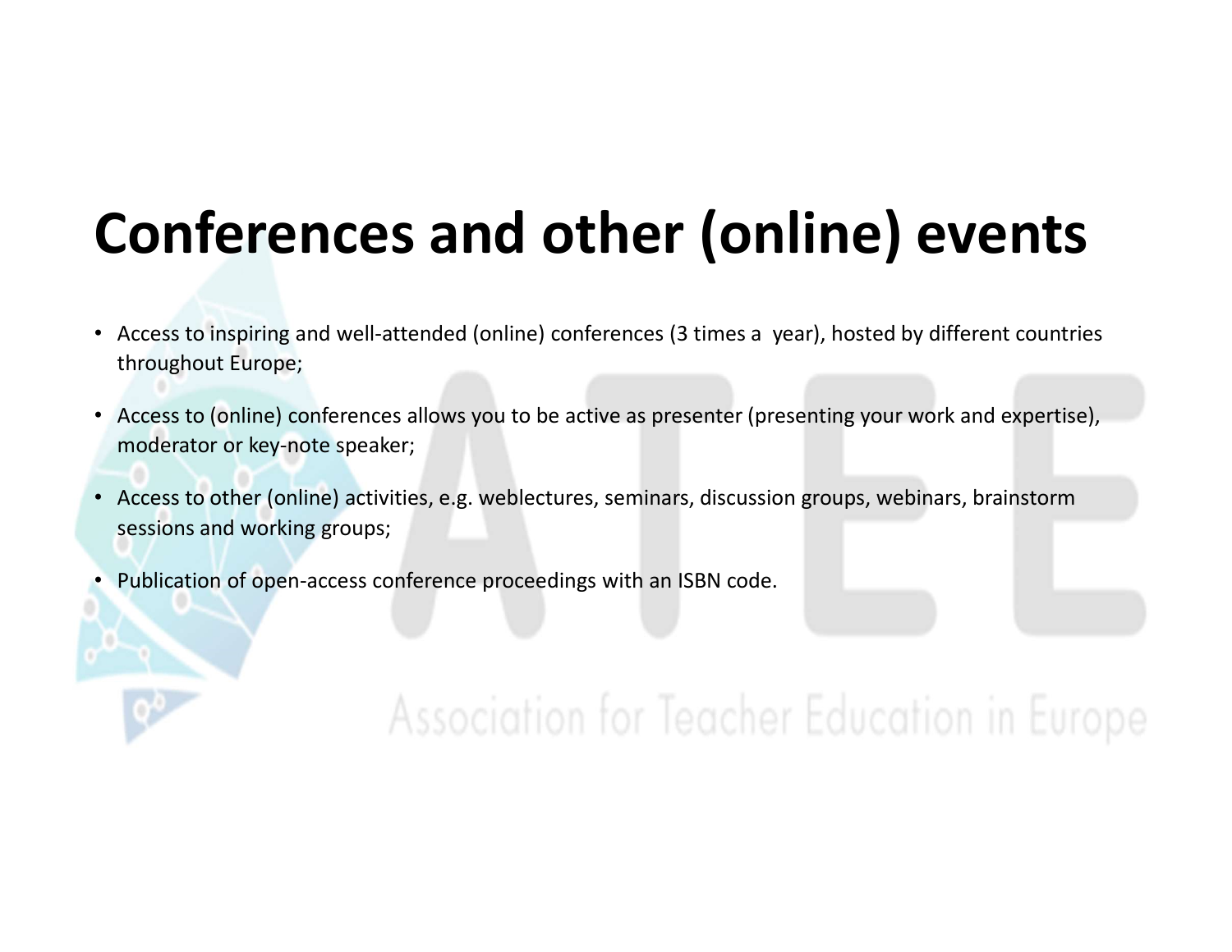# Conferences and other (online) events

- Access to inspiring and well-attended (online) conferences (3 times a  year), hosted by different countries throughout Europe;
- Access to (online) conferences allows you to be active as presenter (presenting your work and expertise), moderator or key-note speaker;
- Access to other (online) activities, e.g. weblectures, seminars, discussion groups, webinars, brainstorm sessions and working groups;
- Publication of open-access conference proceedings with an ISBN code.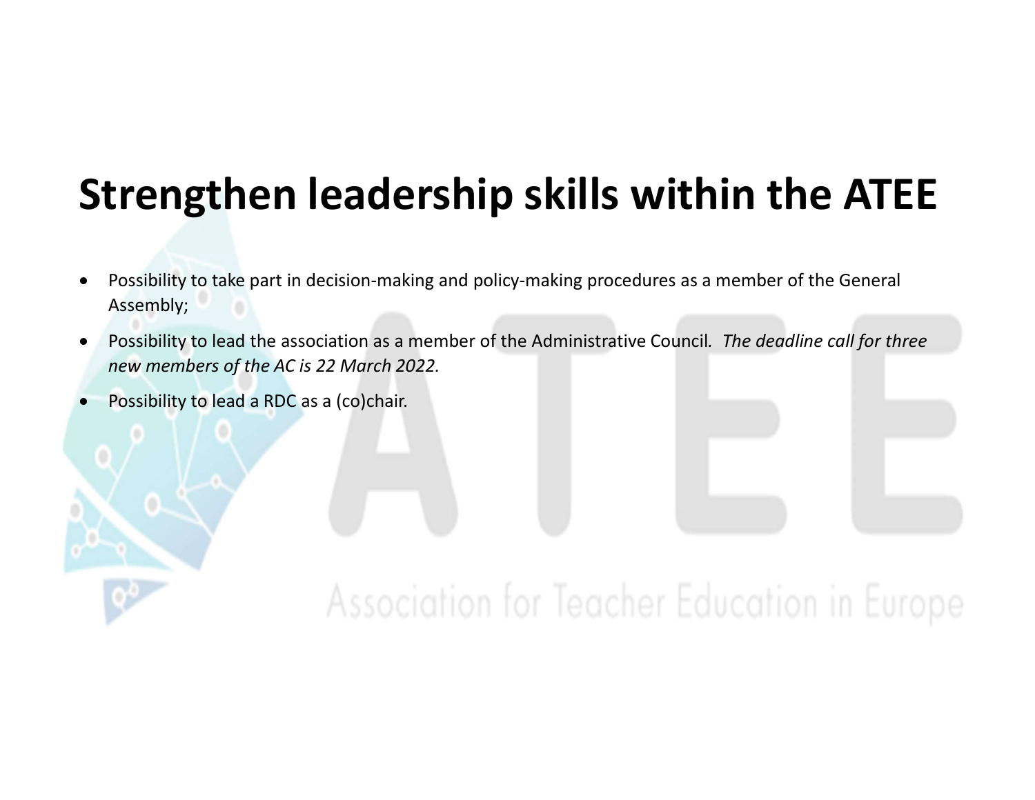# Strengthen leadership skills within the ATEE

- Possibility to take part in decision-making and policy-making procedures as a member of the General Assembly;
- Possibility to lead the association as a member of the Administrative Council. *The deadline call for three new members of the AC is 22 March 2022.*
- Possibility to lead a RDC as a (co)chair.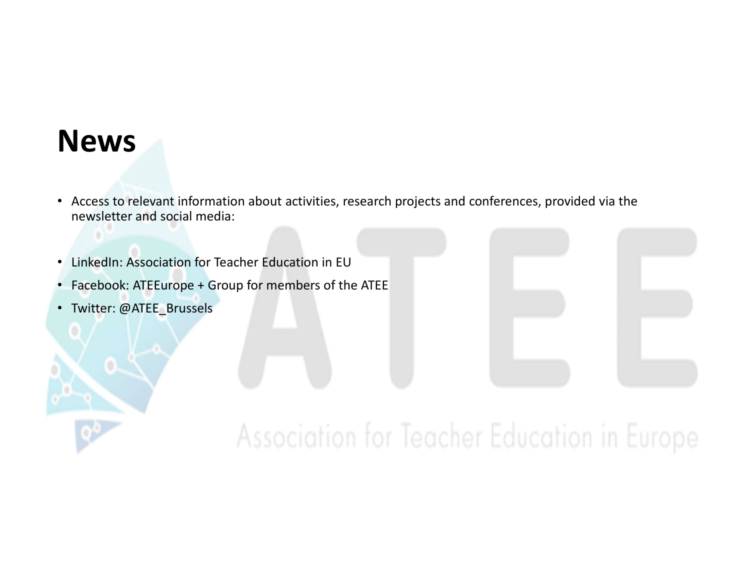# News

- Access to relevant information about activities, research projects and conferences, provided via the newsletter and social media:

- LinkedIn: Association for Teacher Education in EU
- Facebook: ATEEurope + Group for members of the ATEE
- Twitter: @ATEE_Brussels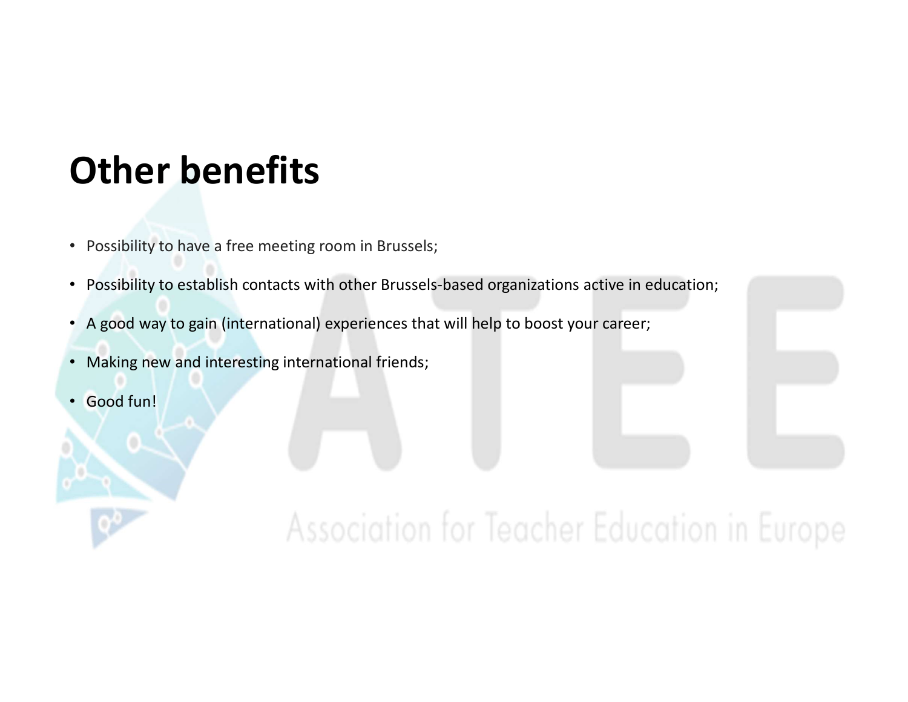# Other benefits

- Possibility to have a free meeting room in Brussels;
- Possibility to establish contacts with other Brussels-based organizations active in education;
- A good way to gain (international) experiences that will help to boost your career;
- Making new and interesting international friends;
- Good fun!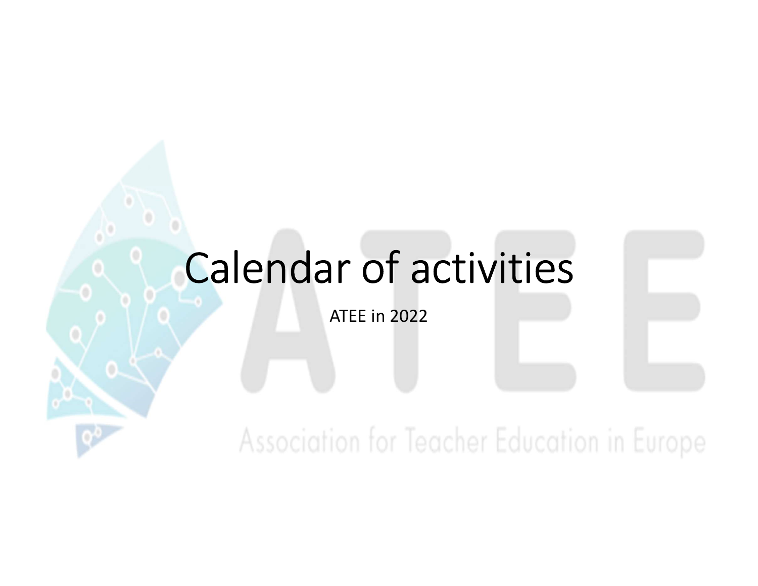# Calendar of activities

ATEE in 2022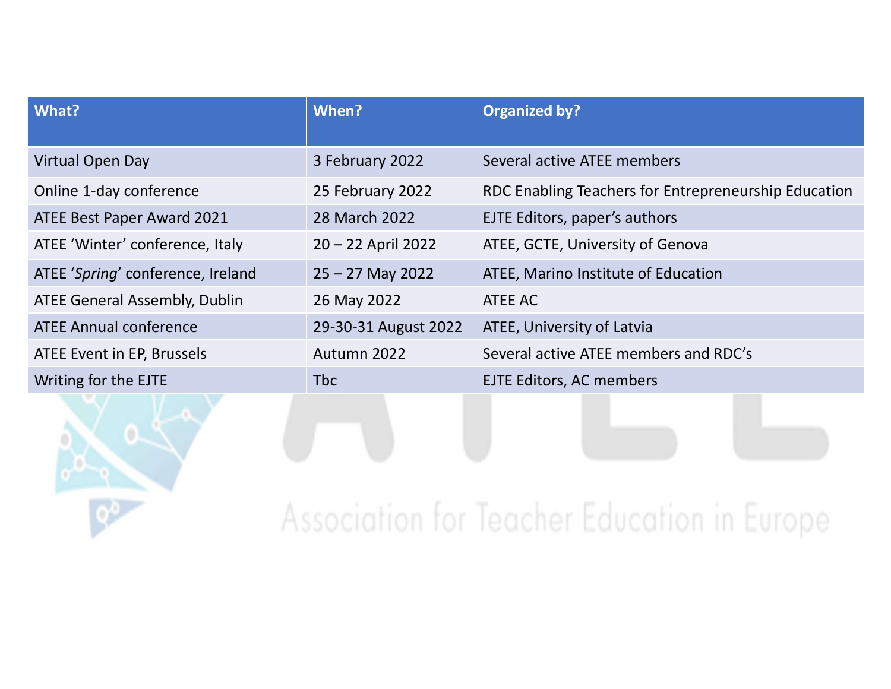| What? | When? | Organized by? |
|---|---|---|
| Virtual Open Day | 3 February 2022 | Several active ATEE members |
| Online 1-day conference | 25 February 2022 | RDC Enabling Teachers for Entrepreneurship Education |
| ATEE Best Paper Award 2021 | 28 March 2022 | EJTE Editors, paper's authors |
| ATEE 'Winter' conference, Italy | 20 – 22 April 2022 | ATEE, GCTE, University of Genova |
| ATEE '*Spring*' conference, Ireland | 25 – 27 May 2022 | ATEE, Marino Institute of Education |
| ATEE General Assembly, Dublin | 26 May 2022 | ATEE AC |
| ATEE Annual conference | 29-30-31 August 2022 | ATEE, University of Latvia |
| ATEE Event in EP, Brussels | Autumn 2022 | Several active ATEE members and RDC's |
| Writing for the EJTE | Tbc | EJTE Editors, AC members |

Association for Teacher Education in Europe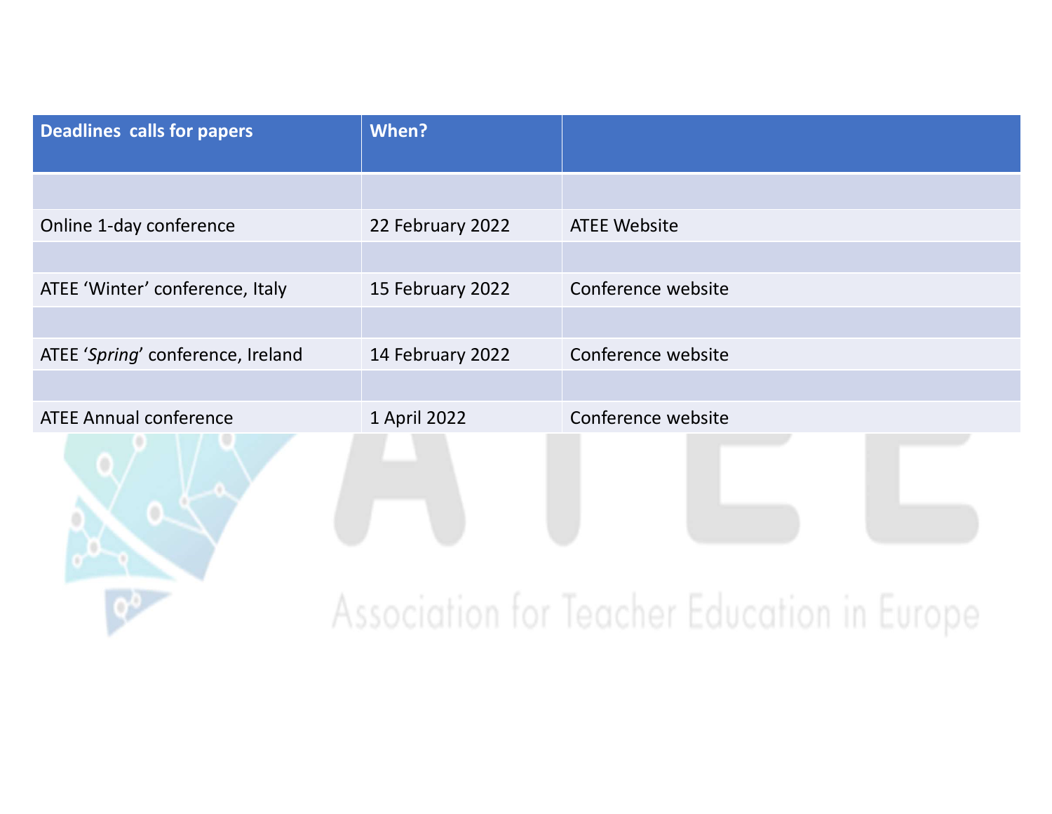| Deadlines calls for papers | When? | |
|---|---|---|
| | | |
| Online 1-day conference | 22 February 2022 | ATEE Website |
| | | |
| ATEE ‘Winter’ conference, Italy | 15 February 2022 | Conference website |
| | | |
| ATEE ‘*Spring*’ conference, Ireland | 14 February 2022 | Conference website |
| | | |
| ATEE Annual conference | 1 April 2022 | Conference website |

Association for Teacher Education in Europe